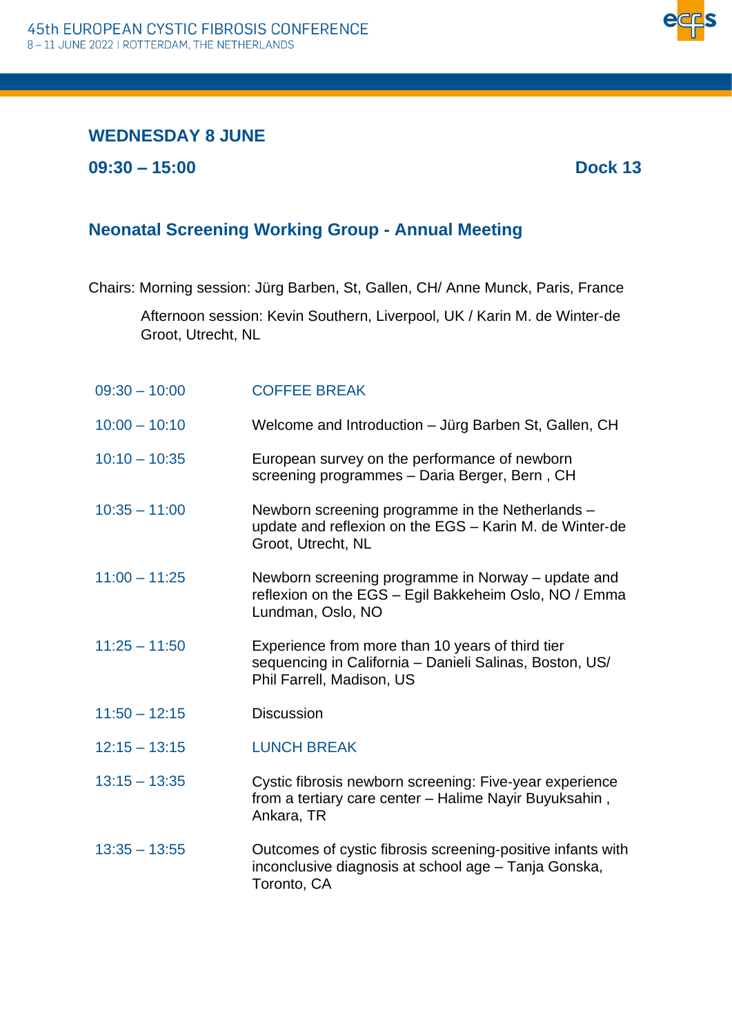## WEDNESDAY 8 JUNE

**09:30 – 15:00** **Dock 13**

# Neonatal Screening Working Group - Annual Meeting

Chairs: Morning session: Jürg Barben, St, Gallen, CH/ Anne Munck, Paris, France

Afternoon session: Kevin Southern, Liverpool, UK / Karin M. de Winter-de Groot, Utrecht, NL

| | |
|---|---|
| 09:30 – 10:00 | COFFEE BREAK |
| 10:00 – 10:10 | Welcome and Introduction – Jürg Barben St, Gallen, CH |
| 10:10 – 10:35 | European survey on the performance of newborn screening programmes – Daria Berger, Bern , CH |
| 10:35 – 11:00 | Newborn screening programme in the Netherlands – update and reflexion on the EGS – Karin M. de Winter-de Groot, Utrecht, NL |
| 11:00 – 11:25 | Newborn screening programme in Norway – update and reflexion on the EGS – Egil Bakkeheim Oslo, NO / Emma Lundman, Oslo, NO |
| 11:25 – 11:50 | Experience from more than 10 years of third tier sequencing in California – Danieli Salinas, Boston, US/ Phil Farrell, Madison, US |
| 11:50 – 12:15 | Discussion |
| 12:15 – 13:15 | LUNCH BREAK |
| 13:15 – 13:35 | Cystic fibrosis newborn screening: Five-year experience from a tertiary care center – Halime Nayir Buyuksahin , Ankara, TR |
| 13:35 – 13:55 | Outcomes of cystic fibrosis screening-positive infants with inconclusive diagnosis at school age – Tanja Gonska, Toronto, CA |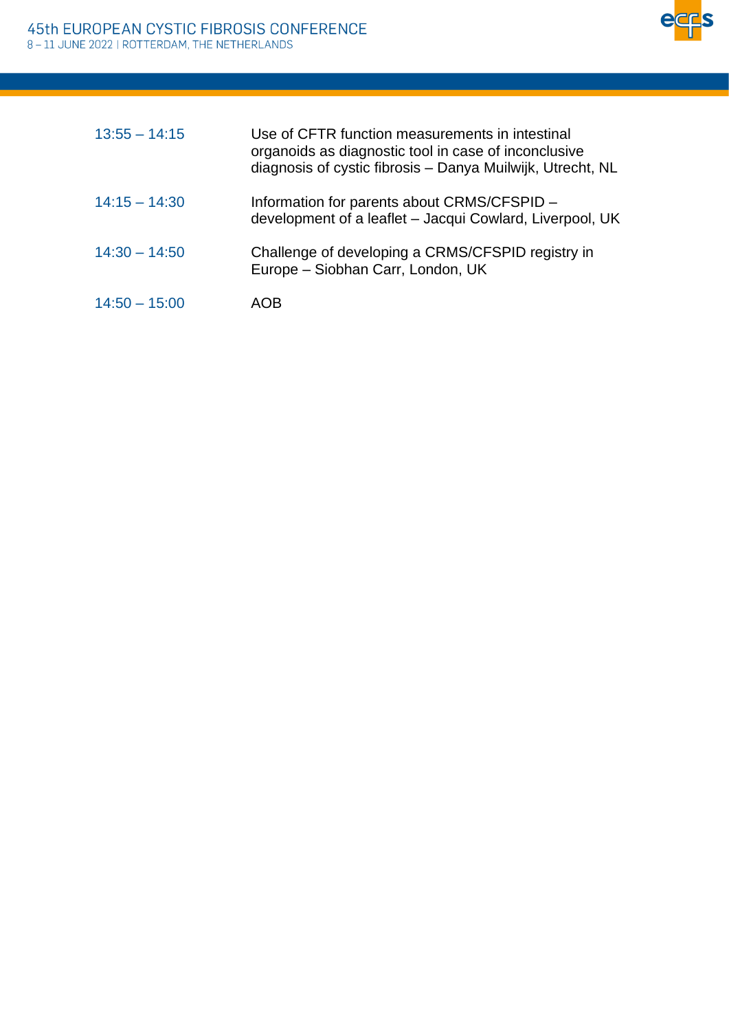| | |
|---|---|
| 13:55 – 14:15 | Use of CFTR function measurements in intestinal organoids as diagnostic tool in case of inconclusive diagnosis of cystic fibrosis – Danya Muilwijk, Utrecht, NL |
| 14:15 – 14:30 | Information for parents about CRMS/CFSPID – development of a leaflet – Jacqui Cowlard, Liverpool, UK |
| 14:30 – 14:50 | Challenge of developing a CRMS/CFSPID registry in Europe – Siobhan Carr, London, UK |
| 14:50 – 15:00 | AOB |